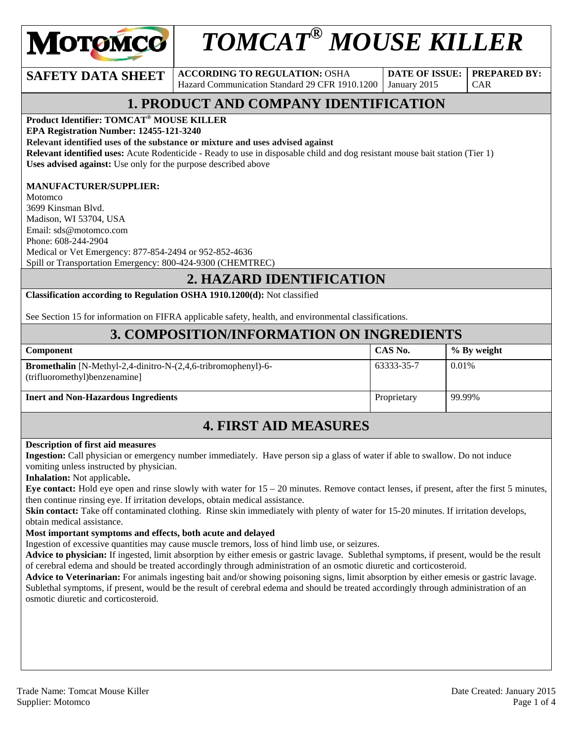# TOMCAT® MOUSE KILLER

| SAFETY DATA SHEET | ACCORDING TO REGULATION: OSHA Hazard Communication Standard 29 CFR 1910.1200 | DATE OF ISSUE: January 2015 | PREPARED BY: CAR |
|---|---|---|---|

## 1. PRODUCT AND COMPANY IDENTIFICATION

**Product Identifier: TOMCAT® MOUSE KILLER**
**EPA Registration Number: 12455-121-3240**
**Relevant identified uses of the substance or mixture and uses advised against**
**Relevant identified uses:** Acute Rodenticide - Ready to use in disposable child and dog resistant mouse bait station (Tier 1)
**Uses advised against:** Use only for the purpose described above

**MANUFACTURER/SUPPLIER:**
Motomco
3699 Kinsman Blvd.
Madison, WI 53704, USA
Email: sds@motomco.com
Phone: 608-244-2904
Medical or Vet Emergency: 877-854-2494 or 952-852-4636
Spill or Transportation Emergency: 800-424-9300 (CHEMTREC)

## 2. HAZARD IDENTIFICATION

**Classification according to Regulation OSHA 1910.1200(d):** Not classified

See Section 15 for information on FIFRA applicable safety, health, and environmental classifications.

## 3. COMPOSITION/INFORMATION ON INGREDIENTS

| Component | CAS No. | % By weight |
|---|---|---|
| **Bromethalin** [N-Methyl-2,4-dinitro-N-(2,4,6-tribromophenyl)-6-(trifluoromethyl)benzenamine] | 63333-35-7 | 0.01% |
| **Inert and Non-Hazardous Ingredients** | Proprietary | 99.99% |

## 4. FIRST AID MEASURES

**Description of first aid measures**
**Ingestion:** Call physician or emergency number immediately. Have person sip a glass of water if able to swallow. Do not induce vomiting unless instructed by physician.
**Inhalation:** Not applicable**.**
**Eye contact:** Hold eye open and rinse slowly with water for 15 – 20 minutes. Remove contact lenses, if present, after the first 5 minutes, then continue rinsing eye. If irritation develops, obtain medical assistance.
**Skin contact:** Take off contaminated clothing. Rinse skin immediately with plenty of water for 15-20 minutes. If irritation develops, obtain medical assistance.
**Most important symptoms and effects, both acute and delayed**
Ingestion of excessive quantities may cause muscle tremors, loss of hind limb use, or seizures.
**Advice to physician:** If ingested, limit absorption by either emesis or gastric lavage. Sublethal symptoms, if present, would be the result of cerebral edema and should be treated accordingly through administration of an osmotic diuretic and corticosteroid.
**Advice to Veterinarian:** For animals ingesting bait and/or showing poisoning signs, limit absorption by either emesis or gastric lavage. Sublethal symptoms, if present, would be the result of cerebral edema and should be treated accordingly through administration of an osmotic diuretic and corticosteroid.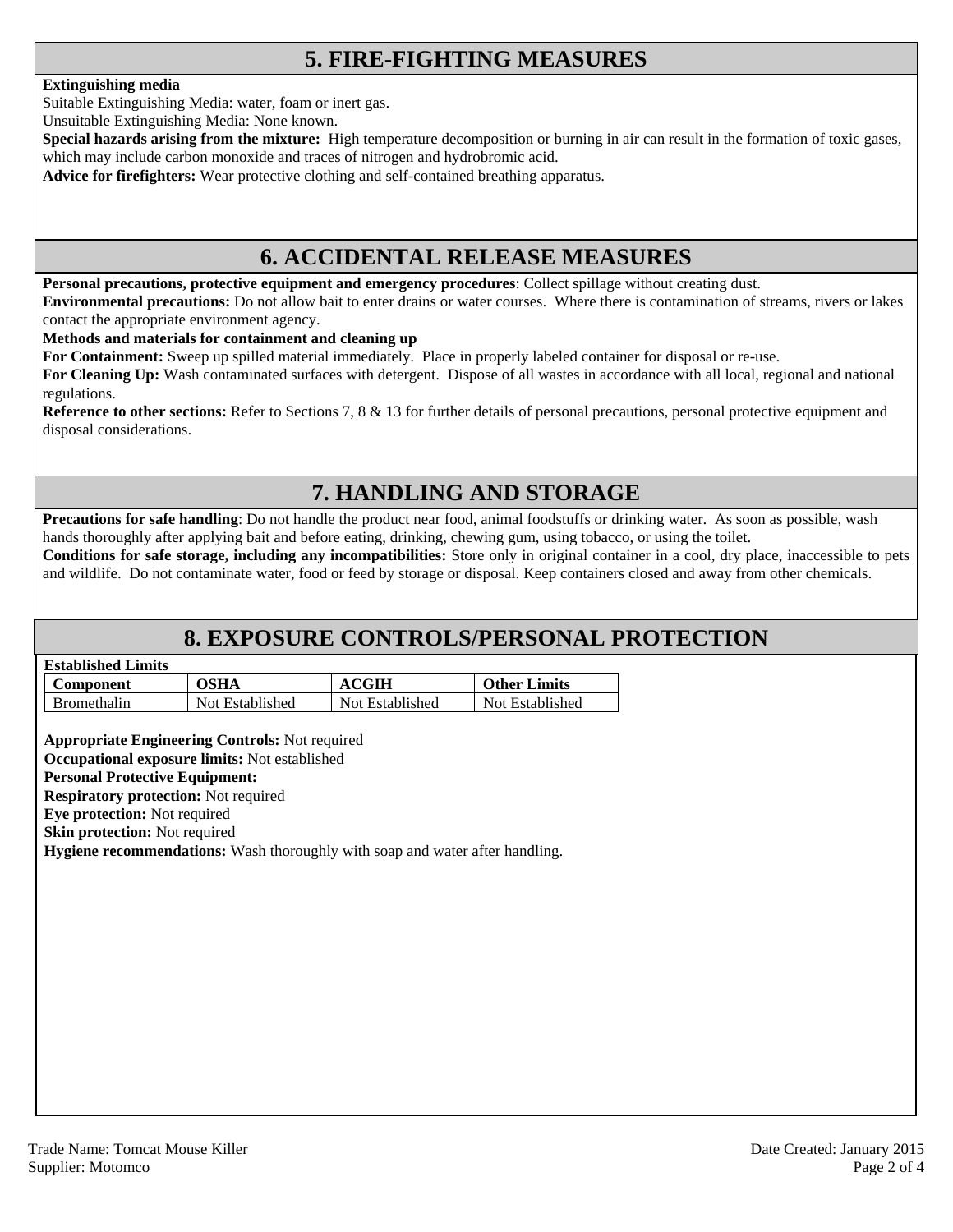## 5. FIRE-FIGHTING MEASURES

**Extinguishing media**

Suitable Extinguishing Media: water, foam or inert gas.

Unsuitable Extinguishing Media: None known.

**Special hazards arising from the mixture:** High temperature decomposition or burning in air can result in the formation of toxic gases, which may include carbon monoxide and traces of nitrogen and hydrobromic acid.

**Advice for firefighters:** Wear protective clothing and self-contained breathing apparatus.

## 6. ACCIDENTAL RELEASE MEASURES

**Personal precautions, protective equipment and emergency procedures**: Collect spillage without creating dust.

**Environmental precautions:** Do not allow bait to enter drains or water courses. Where there is contamination of streams, rivers or lakes contact the appropriate environment agency.

**Methods and materials for containment and cleaning up**

**For Containment:** Sweep up spilled material immediately. Place in properly labeled container for disposal or re-use.

**For Cleaning Up:** Wash contaminated surfaces with detergent. Dispose of all wastes in accordance with all local, regional and national regulations.

**Reference to other sections:** Refer to Sections 7, 8 & 13 for further details of personal precautions, personal protective equipment and disposal considerations.

## 7. HANDLING AND STORAGE

**Precautions for safe handling**: Do not handle the product near food, animal foodstuffs or drinking water. As soon as possible, wash hands thoroughly after applying bait and before eating, drinking, chewing gum, using tobacco, or using the toilet.

**Conditions for safe storage, including any incompatibilities:** Store only in original container in a cool, dry place, inaccessible to pets and wildlife. Do not contaminate water, food or feed by storage or disposal. Keep containers closed and away from other chemicals.

## 8. EXPOSURE CONTROLS/PERSONAL PROTECTION

**Established Limits**

| Component | OSHA | ACGIH | Other Limits |
|---|---|---|---|
| Bromethalin | Not Established | Not Established | Not Established |

**Appropriate Engineering Controls:** Not required

**Occupational exposure limits:** Not established

**Personal Protective Equipment:**

**Respiratory protection:** Not required

**Eye protection:** Not required

**Skin protection:** Not required

**Hygiene recommendations:** Wash thoroughly with soap and water after handling.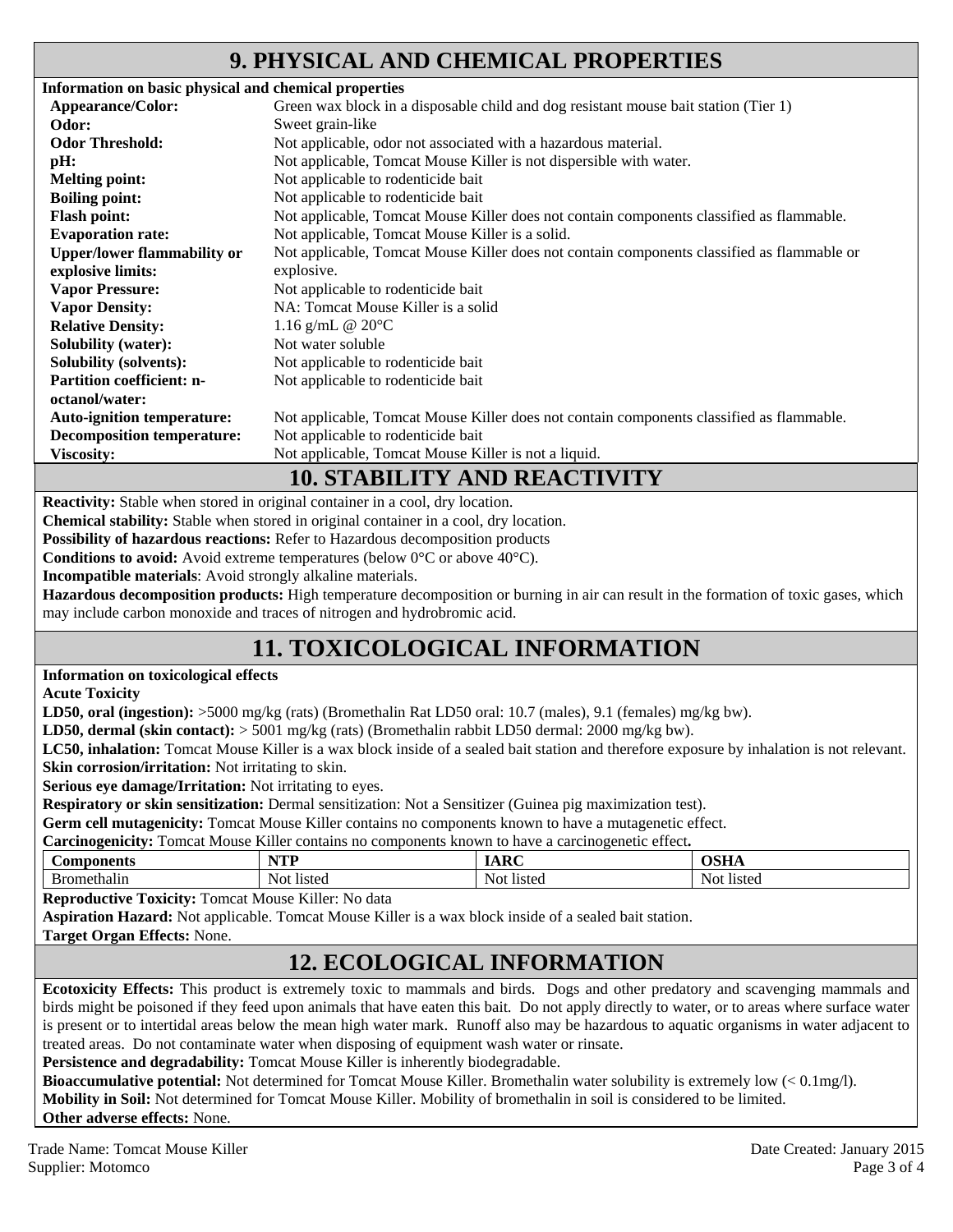## 9. PHYSICAL AND CHEMICAL PROPERTIES

**Information on basic physical and chemical properties**

| | |
|---|---|
| **Appearance/Color:** | Green wax block in a disposable child and dog resistant mouse bait station (Tier 1) |
| **Odor:** | Sweet grain-like |
| **Odor Threshold:** | Not applicable, odor not associated with a hazardous material. |
| **pH:** | Not applicable, Tomcat Mouse Killer is not dispersible with water. |
| **Melting point:** | Not applicable to rodenticide bait |
| **Boiling point:** | Not applicable to rodenticide bait |
| **Flash point:** | Not applicable, Tomcat Mouse Killer does not contain components classified as flammable. |
| **Evaporation rate:** | Not applicable, Tomcat Mouse Killer is a solid. |
| **Upper/lower flammability or explosive limits:** | Not applicable, Tomcat Mouse Killer does not contain components classified as flammable or explosive. |
| **Vapor Pressure:** | Not applicable to rodenticide bait |
| **Vapor Density:** | NA: Tomcat Mouse Killer is a solid |
| **Relative Density:** | 1.16 g/mL @ 20°C |
| **Solubility (water):** | Not water soluble |
| **Solubility (solvents):** | Not applicable to rodenticide bait |
| **Partition coefficient: n-octanol/water:** | Not applicable to rodenticide bait |
| **Auto-ignition temperature:** | Not applicable, Tomcat Mouse Killer does not contain components classified as flammable. |
| **Decomposition temperature:** | Not applicable to rodenticide bait |
| **Viscosity:** | Not applicable, Tomcat Mouse Killer is not a liquid. |

## 10. STABILITY AND REACTIVITY

**Reactivity:** Stable when stored in original container in a cool, dry location.
**Chemical stability:** Stable when stored in original container in a cool, dry location.
**Possibility of hazardous reactions:** Refer to Hazardous decomposition products
**Conditions to avoid:** Avoid extreme temperatures (below 0°C or above 40°C).
**Incompatible materials**: Avoid strongly alkaline materials.
**Hazardous decomposition products:** High temperature decomposition or burning in air can result in the formation of toxic gases, which may include carbon monoxide and traces of nitrogen and hydrobromic acid.

## 11. TOXICOLOGICAL INFORMATION

**Information on toxicological effects**
**Acute Toxicity**
**LD50, oral (ingestion):** >5000 mg/kg (rats) (Bromethalin Rat LD50 oral: 10.7 (males), 9.1 (females) mg/kg bw).
**LD50, dermal (skin contact):** > 5001 mg/kg (rats) (Bromethalin rabbit LD50 dermal: 2000 mg/kg bw).
**LC50, inhalation:** Tomcat Mouse Killer is a wax block inside of a sealed bait station and therefore exposure by inhalation is not relevant.
**Skin corrosion/irritation:** Not irritating to skin.
**Serious eye damage/Irritation:** Not irritating to eyes.
**Respiratory or skin sensitization:** Dermal sensitization: Not a Sensitizer (Guinea pig maximization test).
**Germ cell mutagenicity:** Tomcat Mouse Killer contains no components known to have a mutagenetic effect.
**Carcinogenicity:** Tomcat Mouse Killer contains no components known to have a carcinogenetic effect**.**

| Components | NTP | IARC | OSHA |
|---|---|---|---|
| Bromethalin | Not listed | Not listed | Not listed |

**Reproductive Toxicity:** Tomcat Mouse Killer: No data
**Aspiration Hazard:** Not applicable. Tomcat Mouse Killer is a wax block inside of a sealed bait station.
**Target Organ Effects:** None.

## 12. ECOLOGICAL INFORMATION

**Ecotoxicity Effects:** This product is extremely toxic to mammals and birds. Dogs and other predatory and scavenging mammals and birds might be poisoned if they feed upon animals that have eaten this bait. Do not apply directly to water, or to areas where surface water is present or to intertidal areas below the mean high water mark. Runoff also may be hazardous to aquatic organisms in water adjacent to treated areas. Do not contaminate water when disposing of equipment wash water or rinsate.
**Persistence and degradability:** Tomcat Mouse Killer is inherently biodegradable.
**Bioaccumulative potential:** Not determined for Tomcat Mouse Killer. Bromethalin water solubility is extremely low (< 0.1mg/l).
**Mobility in Soil:** Not determined for Tomcat Mouse Killer. Mobility of bromethalin in soil is considered to be limited.
**Other adverse effects:** None.

Trade Name: Tomcat Mouse Killer
Supplier: Motomco

Date Created: January 2015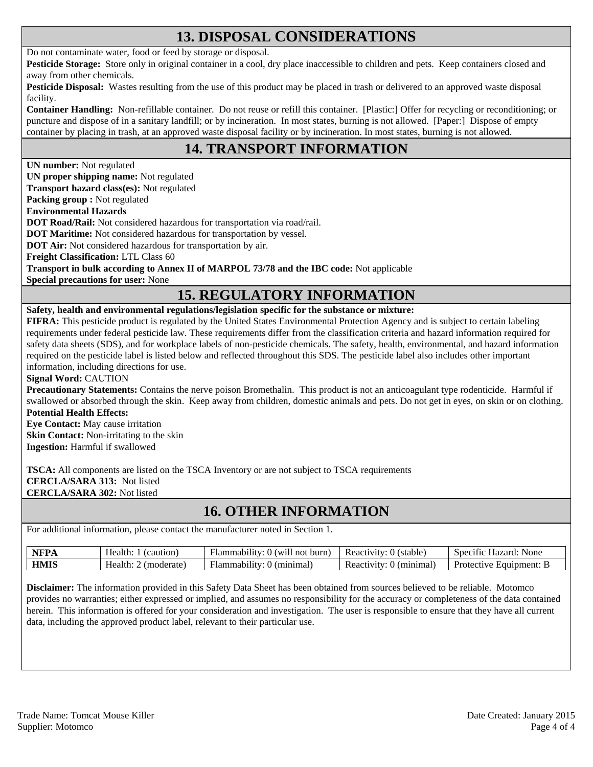## 13. DISPOSAL CONSIDERATIONS

Do not contaminate water, food or feed by storage or disposal.

**Pesticide Storage:** Store only in original container in a cool, dry place inaccessible to children and pets. Keep containers closed and away from other chemicals.

**Pesticide Disposal:** Wastes resulting from the use of this product may be placed in trash or delivered to an approved waste disposal facility.

**Container Handling:** Non-refillable container. Do not reuse or refill this container. [Plastic:] Offer for recycling or reconditioning; or puncture and dispose of in a sanitary landfill; or by incineration. In most states, burning is not allowed. [Paper:] Dispose of empty container by placing in trash, at an approved waste disposal facility or by incineration. In most states, burning is not allowed.

## 14. TRANSPORT INFORMATION

**UN number:** Not regulated
**UN proper shipping name:** Not regulated
**Transport hazard class(es):** Not regulated
**Packing group :** Not regulated
**Environmental Hazards**
**DOT Road/Rail:** Not considered hazardous for transportation via road/rail.
**DOT Maritime:** Not considered hazardous for transportation by vessel.
**DOT Air:** Not considered hazardous for transportation by air.
**Freight Classification:** LTL Class 60
**Transport in bulk according to Annex II of MARPOL 73/78 and the IBC code:** Not applicable
**Special precautions for user:** None

## 15. REGULATORY INFORMATION

**Safety, health and environmental regulations/legislation specific for the substance or mixture:**

**FIFRA:** This pesticide product is regulated by the United States Environmental Protection Agency and is subject to certain labeling requirements under federal pesticide law. These requirements differ from the classification criteria and hazard information required for safety data sheets (SDS), and for workplace labels of non-pesticide chemicals. The safety, health, environmental, and hazard information required on the pesticide label is listed below and reflected throughout this SDS. The pesticide label also includes other important information, including directions for use.

**Signal Word:** CAUTION

**Precautionary Statements:** Contains the nerve poison Bromethalin. This product is not an anticoagulant type rodenticide. Harmful if swallowed or absorbed through the skin. Keep away from children, domestic animals and pets. Do not get in eyes, on skin or on clothing.

**Potential Health Effects:**
**Eye Contact:** May cause irritation
**Skin Contact:** Non-irritating to the skin
**Ingestion:** Harmful if swallowed

**TSCA:** All components are listed on the TSCA Inventory or are not subject to TSCA requirements
**CERCLA/SARA 313:** Not listed
**CERCLA/SARA 302:** Not listed

## 16. OTHER INFORMATION

For additional information, please contact the manufacturer noted in Section 1.

| | | | | |
|---|---|---|---|---|
| **NFPA** | Health: 1 (caution) | Flammability: 0 (will not burn) | Reactivity: 0 (stable) | Specific Hazard: None |
| **HMIS** | Health: 2 (moderate) | Flammability: 0 (minimal) | Reactivity: 0 (minimal) | Protective Equipment: B |

**Disclaimer:** The information provided in this Safety Data Sheet has been obtained from sources believed to be reliable. Motomco provides no warranties; either expressed or implied, and assumes no responsibility for the accuracy or completeness of the data contained herein. This information is offered for your consideration and investigation. The user is responsible to ensure that they have all current data, including the approved product label, relevant to their particular use.